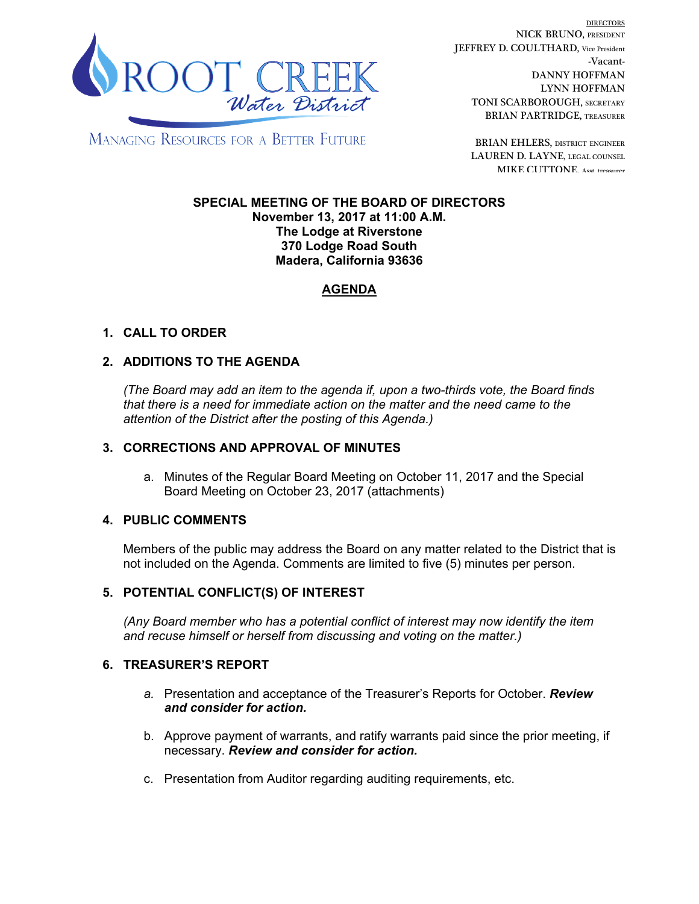ROOT CREEK Water District

MANAGING RESOURCES FOR A BETTER FUTURE

DIRECTORS
NICK BRUNO, PRESIDENT
JEFFREY D. COULTHARD, Vice President
-Vacant-
DANNY HOFFMAN
LYNN HOFFMAN
TONI SCARBOROUGH, SECRETARY
BRIAN PARTRIDGE, TREASURER

BRIAN EHLERS, DISTRICT ENGINEER
LAUREN D. LAYNE, LEGAL COUNSEL
MIKE CUTTONE, Asst. treasurer

**SPECIAL MEETING OF THE BOARD OF DIRECTORS**
**November 13, 2017 at 11:00 A.M.**
**The Lodge at Riverstone**
**370 Lodge Road South**
**Madera, California 93636**

## AGENDA

1. **CALL TO ORDER**

2. **ADDITIONS TO THE AGENDA**

   *(The Board may add an item to the agenda if, upon a two-thirds vote, the Board finds that there is a need for immediate action on the matter and the need came to the attention of the District after the posting of this Agenda.)*

3. **CORRECTIONS AND APPROVAL OF MINUTES**

   a. Minutes of the Regular Board Meeting on October 11, 2017 and the Special Board Meeting on October 23, 2017 (attachments)

4. **PUBLIC COMMENTS**

   Members of the public may address the Board on any matter related to the District that is not included on the Agenda. Comments are limited to five (5) minutes per person.

5. **POTENTIAL CONFLICT(S) OF INTEREST**

   *(Any Board member who has a potential conflict of interest may now identify the item and recuse himself or herself from discussing and voting on the matter.)*

6. **TREASURER'S REPORT**

   *a.* Presentation and acceptance of the Treasurer's Reports for October. ***Review and consider for action.***

   b. Approve payment of warrants, and ratify warrants paid since the prior meeting, if necessary. ***Review and consider for action.***

   c. Presentation from Auditor regarding auditing requirements, etc.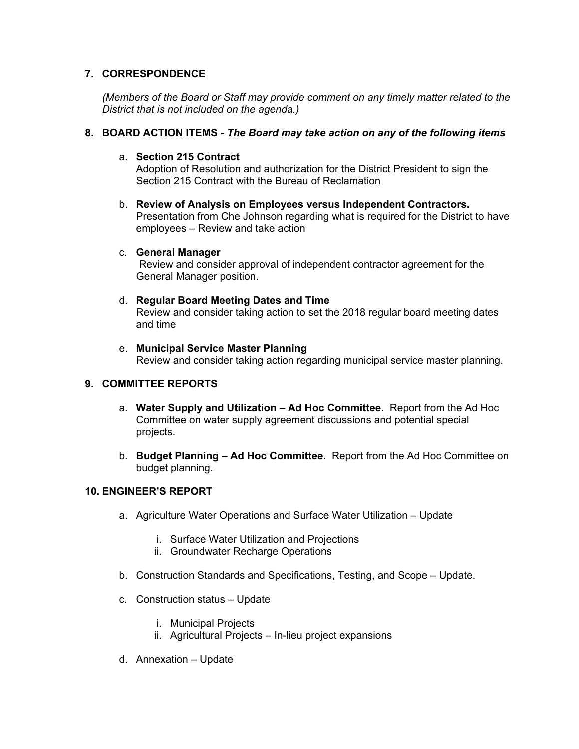## 7. CORRESPONDENCE

*(Members of the Board or Staff may provide comment on any timely matter related to the District that is not included on the agenda.)*

## 8. BOARD ACTION ITEMS - *The Board may take action on any of the following items*

a. **Section 215 Contract**
Adoption of Resolution and authorization for the District President to sign the Section 215 Contract with the Bureau of Reclamation

b. **Review of Analysis on Employees versus Independent Contractors.**
Presentation from Che Johnson regarding what is required for the District to have employees – Review and take action

c. **General Manager**
Review and consider approval of independent contractor agreement for the General Manager position.

d. **Regular Board Meeting Dates and Time**
Review and consider taking action to set the 2018 regular board meeting dates and time

e. **Municipal Service Master Planning**
Review and consider taking action regarding municipal service master planning.

## 9. COMMITTEE REPORTS

a. **Water Supply and Utilization – Ad Hoc Committee.** Report from the Ad Hoc Committee on water supply agreement discussions and potential special projects.

b. **Budget Planning – Ad Hoc Committee.** Report from the Ad Hoc Committee on budget planning.

## 10. ENGINEER'S REPORT

a. Agriculture Water Operations and Surface Water Utilization – Update

   i. Surface Water Utilization and Projections
   ii. Groundwater Recharge Operations

b. Construction Standards and Specifications, Testing, and Scope – Update.

c. Construction status – Update

   i. Municipal Projects
   ii. Agricultural Projects – In-lieu project expansions

d. Annexation – Update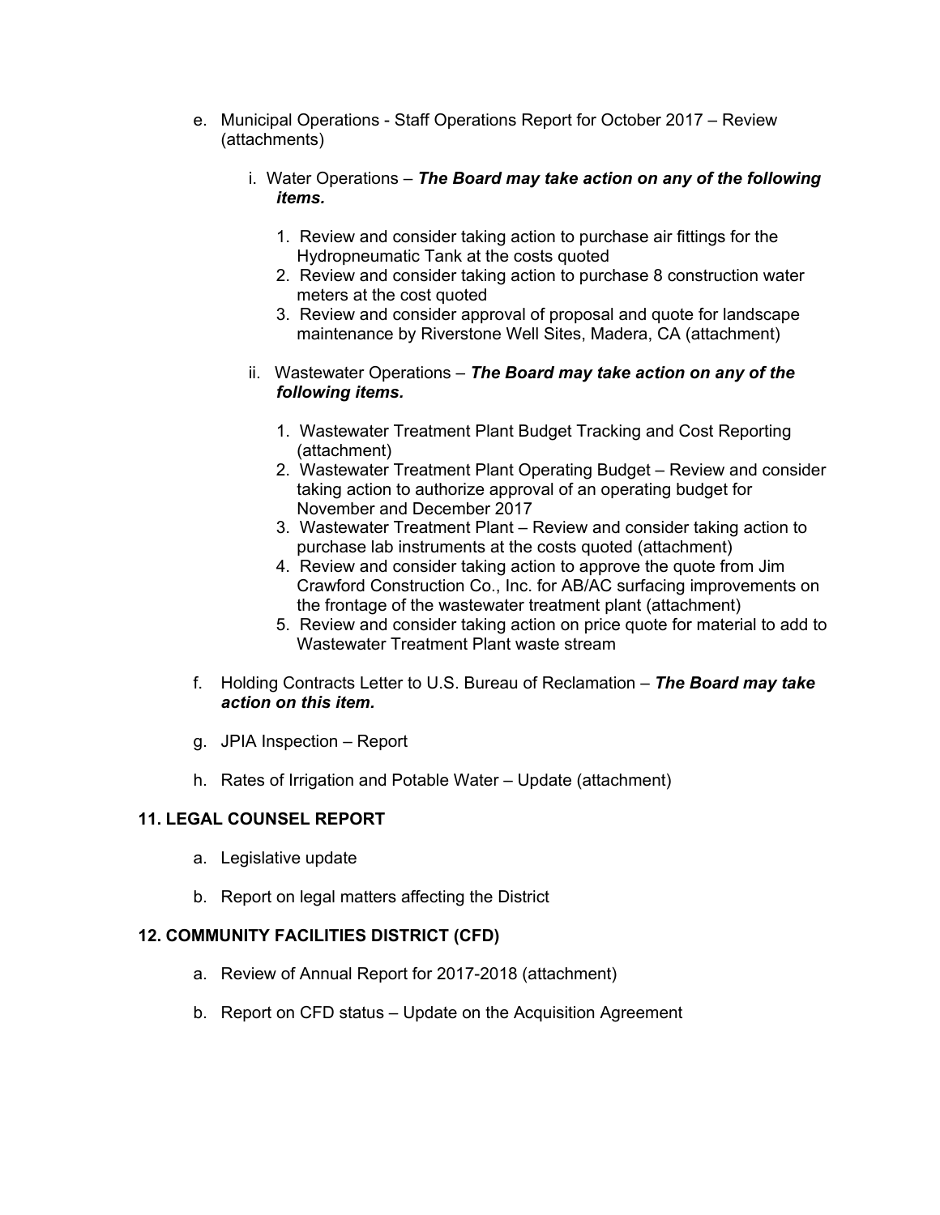e. Municipal Operations - Staff Operations Report for October 2017 – Review (attachments)

   i. Water Operations – ***The Board may take action on any of the following items.***

      1. Review and consider taking action to purchase air fittings for the Hydropneumatic Tank at the costs quoted
      2. Review and consider taking action to purchase 8 construction water meters at the cost quoted
      3. Review and consider approval of proposal and quote for landscape maintenance by Riverstone Well Sites, Madera, CA (attachment)

   ii. Wastewater Operations – ***The Board may take action on any of the following items.***

      1. Wastewater Treatment Plant Budget Tracking and Cost Reporting (attachment)
      2. Wastewater Treatment Plant Operating Budget – Review and consider taking action to authorize approval of an operating budget for November and December 2017
      3. Wastewater Treatment Plant – Review and consider taking action to purchase lab instruments at the costs quoted (attachment)
      4. Review and consider taking action to approve the quote from Jim Crawford Construction Co., Inc. for AB/AC surfacing improvements on the frontage of the wastewater treatment plant (attachment)
      5. Review and consider taking action on price quote for material to add to Wastewater Treatment Plant waste stream

f. Holding Contracts Letter to U.S. Bureau of Reclamation – ***The Board may take action on this item.***

g. JPIA Inspection – Report

h. Rates of Irrigation and Potable Water – Update (attachment)

## 11. LEGAL COUNSEL REPORT

a. Legislative update

b. Report on legal matters affecting the District

## 12. COMMUNITY FACILITIES DISTRICT (CFD)

a. Review of Annual Report for 2017-2018 (attachment)

b. Report on CFD status – Update on the Acquisition Agreement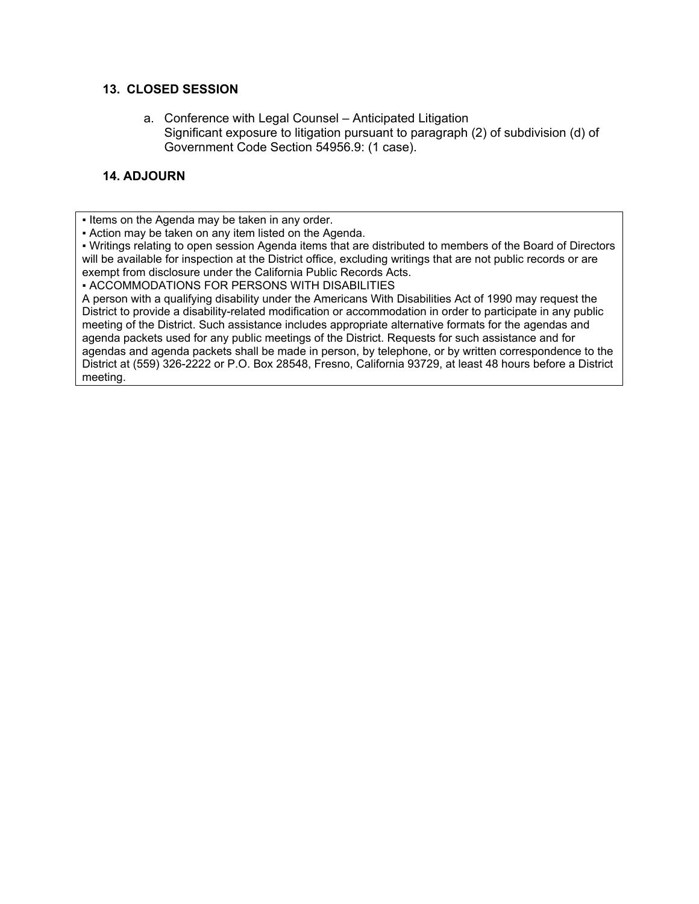**13. CLOSED SESSION**

a. Conference with Legal Counsel – Anticipated Litigation
   Significant exposure to litigation pursuant to paragraph (2) of subdivision (d) of Government Code Section 54956.9: (1 case).

**14. ADJOURN**

▪ Items on the Agenda may be taken in any order.
▪ Action may be taken on any item listed on the Agenda.
▪ Writings relating to open session Agenda items that are distributed to members of the Board of Directors will be available for inspection at the District office, excluding writings that are not public records or are exempt from disclosure under the California Public Records Acts.
▪ ACCOMMODATIONS FOR PERSONS WITH DISABILITIES
A person with a qualifying disability under the Americans With Disabilities Act of 1990 may request the District to provide a disability-related modification or accommodation in order to participate in any public meeting of the District. Such assistance includes appropriate alternative formats for the agendas and agenda packets used for any public meetings of the District. Requests for such assistance and for agendas and agenda packets shall be made in person, by telephone, or by written correspondence to the District at (559) 326-2222 or P.O. Box 28548, Fresno, California 93729, at least 48 hours before a District meeting.